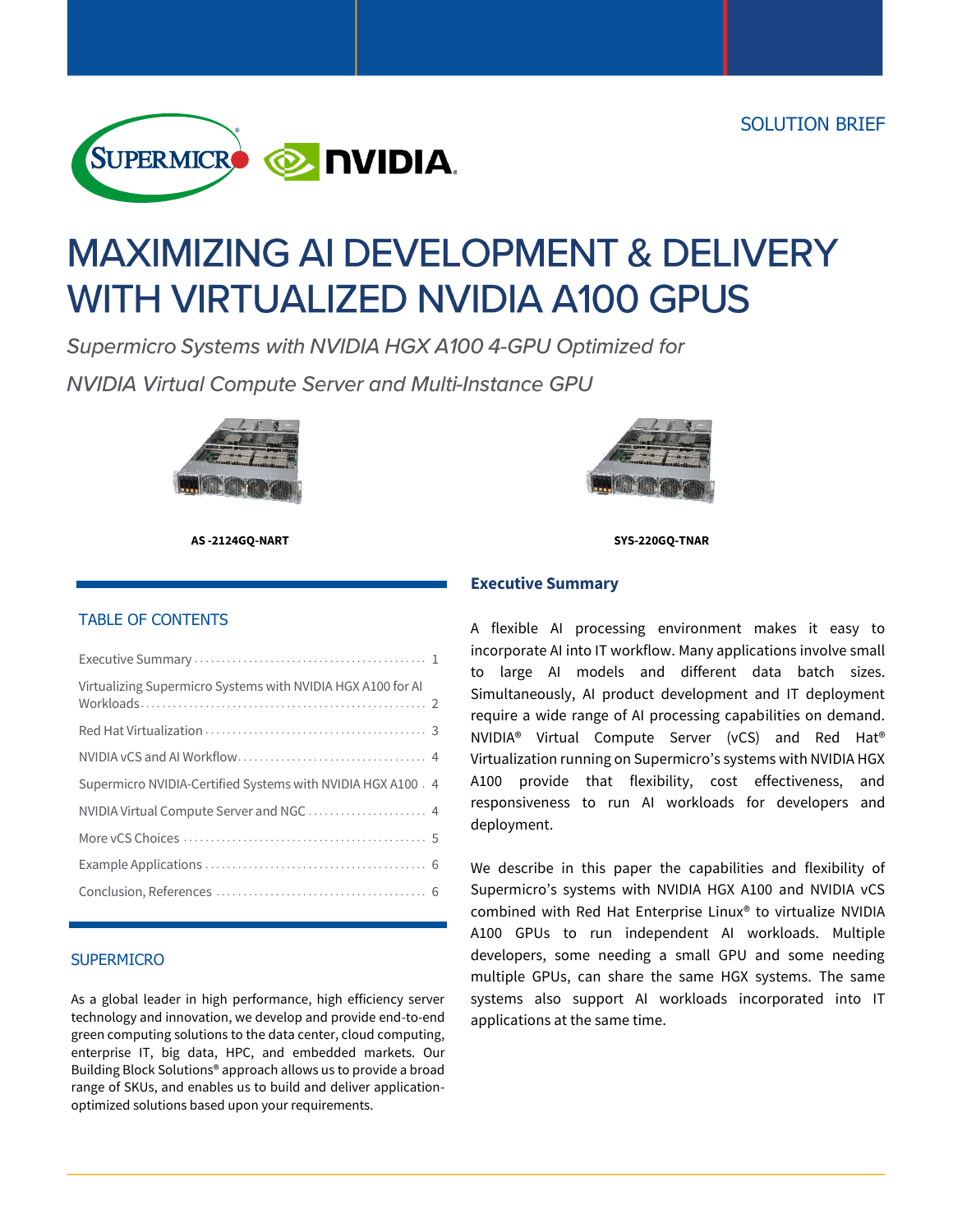SOLUTION BRIEF

# MAXIMIZING AI DEVELOPMENT & DELIVERY WITH VIRTUALIZED NVIDIA A100 GPUS

*Supermicro Systems with NVIDIA HGX A100 4-GPU Optimized for NVIDIA Virtual Compute Server and Multi-Instance GPU*

**AS -2124GQ-NART**

**SYS-220GQ-TNAR**

## TABLE OF CONTENTS

- Executive Summary ........ 1
- Virtualizing Supermicro Systems with NVIDIA HGX A100 for AI Workloads ........ 2
- Red Hat Virtualization ........ 3
- NVIDIA vCS and AI Workflow ........ 4
- Supermicro NVIDIA-Certified Systems with NVIDIA HGX A100 ........ 4
- NVIDIA Virtual Compute Server and NGC ........ 4
- More vCS Choices ........ 5
- Example Applications ........ 6
- Conclusion, References ........ 6

## SUPERMICRO

As a global leader in high performance, high efficiency server technology and innovation, we develop and provide end-to-end green computing solutions to the data center, cloud computing, enterprise IT, big data, HPC, and embedded markets. Our Building Block Solutions® approach allows us to provide a broad range of SKUs, and enables us to build and deliver application-optimized solutions based upon your requirements.

## Executive Summary

A flexible AI processing environment makes it easy to incorporate AI into IT workflow. Many applications involve small to large AI models and different data batch sizes. Simultaneously, AI product development and IT deployment require a wide range of AI processing capabilities on demand. NVIDIA® Virtual Compute Server (vCS) and Red Hat® Virtualization running on Supermicro's systems with NVIDIA HGX A100 provide that flexibility, cost effectiveness, and responsiveness to run AI workloads for developers and deployment.

We describe in this paper the capabilities and flexibility of Supermicro's systems with NVIDIA HGX A100 and NVIDIA vCS combined with Red Hat Enterprise Linux® to virtualize NVIDIA A100 GPUs to run independent AI workloads. Multiple developers, some needing a small GPU and some needing multiple GPUs, can share the same HGX systems. The same systems also support AI workloads incorporated into IT applications at the same time.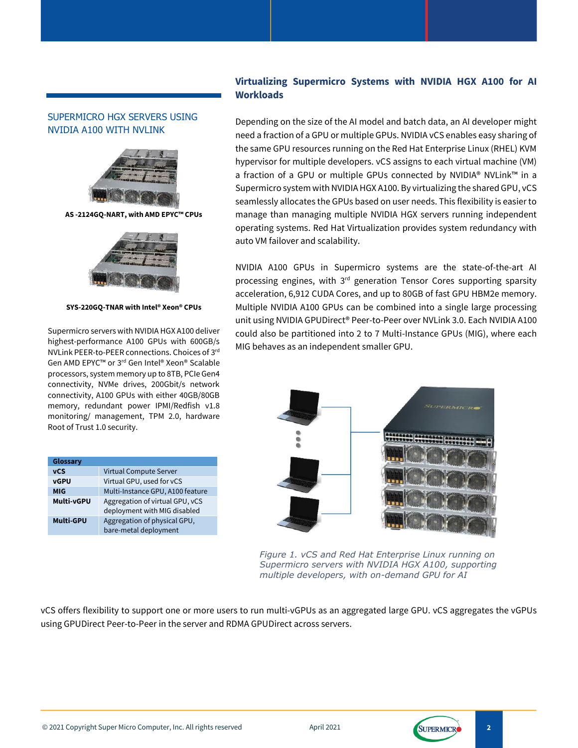## SUPERMICRO HGX SERVERS USING NVIDIA A100 WITH NVLINK

**AS -2124GQ-NART, with AMD EPYC™ CPUs**

**SYS-220GQ-TNAR with Intel® Xeon® CPUs**

Supermicro servers with NVIDIA HGX A100 deliver highest-performance A100 GPUs with 600GB/s NVLink PEER-to-PEER connections. Choices of 3rd Gen AMD EPYC™ or 3rd Gen Intel® Xeon® Scalable processors, system memory up to 8TB, PCIe Gen4 connectivity, NVMe drives, 200Gbit/s network connectivity, A100 GPUs with either 40GB/80GB memory, redundant power IPMI/Redfish v1.8 monitoring/ management, TPM 2.0, hardware Root of Trust 1.0 security.

| Glossary | |
|---|---|
| **vCS** | Virtual Compute Server |
| **vGPU** | Virtual GPU, used for vCS |
| **MIG** | Multi-Instance GPU, A100 feature |
| **Multi-vGPU** | Aggregation of virtual GPU, vCS deployment with MIG disabled |
| **Multi-GPU** | Aggregation of physical GPU, bare-metal deployment |

## Virtualizing Supermicro Systems with NVIDIA HGX A100 for AI Workloads

Depending on the size of the AI model and batch data, an AI developer might need a fraction of a GPU or multiple GPUs. NVIDIA vCS enables easy sharing of the same GPU resources running on the Red Hat Enterprise Linux (RHEL) KVM hypervisor for multiple developers. vCS assigns to each virtual machine (VM) a fraction of a GPU or multiple GPUs connected by NVIDIA® NVLink™ in a Supermicro system with NVIDIA HGX A100. By virtualizing the shared GPU, vCS seamlessly allocates the GPUs based on user needs. This flexibility is easier to manage than managing multiple NVIDIA HGX servers running independent operating systems. Red Hat Virtualization provides system redundancy with auto VM failover and scalability.

NVIDIA A100 GPUs in Supermicro systems are the state-of-the-art AI processing engines, with 3rd generation Tensor Cores supporting sparsity acceleration, 6,912 CUDA Cores, and up to 80GB of fast GPU HBM2e memory. Multiple NVIDIA A100 GPUs can be combined into a single large processing unit using NVIDIA GPUDirect® Peer-to-Peer over NVLink 3.0. Each NVIDIA A100 could also be partitioned into 2 to 7 Multi-Instance GPUs (MIG), where each MIG behaves as an independent smaller GPU.

*Figure 1. vCS and Red Hat Enterprise Linux running on Supermicro servers with NVIDIA HGX A100, supporting multiple developers, with on-demand GPU for AI*

vCS offers flexibility to support one or more users to run multi-vGPUs as an aggregated large GPU. vCS aggregates the vGPUs using GPUDirect Peer-to-Peer in the server and RDMA GPUDirect across servers.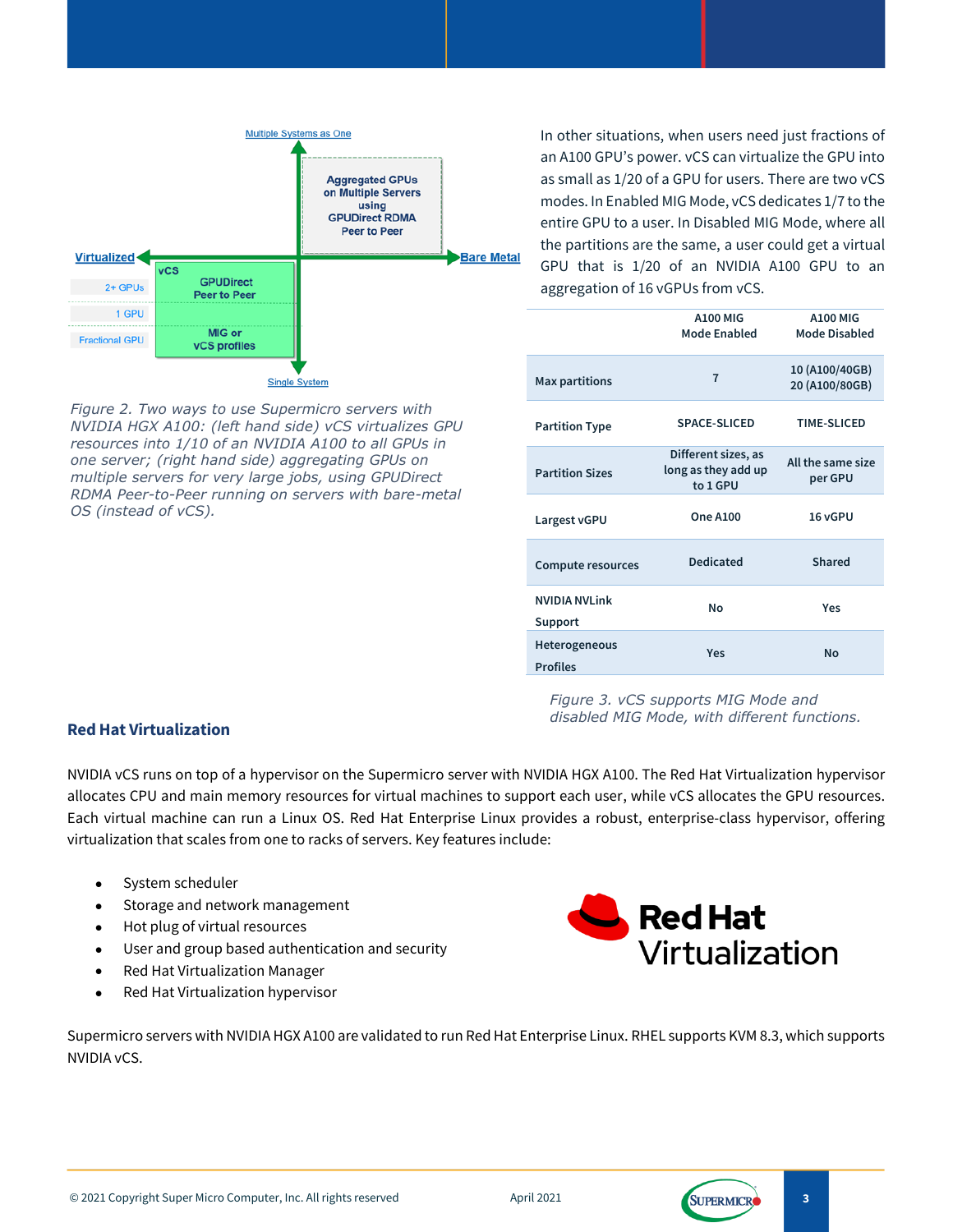Multiple Systems as One

Aggregated GPUs on Multiple Servers using GPUDirect RDMA Peer to Peer

Virtualized | Bare Metal

vCS

2+ GPUs — GPUDirect Peer to Peer

1 GPU

Fractional GPU — MIG or vCS profiles

Single System

*Figure 2. Two ways to use Supermicro servers with NVIDIA HGX A100: (left hand side) vCS virtualizes GPU resources into 1/10 of an NVIDIA A100 to all GPUs in one server; (right hand side) aggregating GPUs on multiple servers for very large jobs, using GPUDirect RDMA Peer-to-Peer running on servers with bare-metal OS (instead of vCS).*

In other situations, when users need just fractions of an A100 GPU's power. vCS can virtualize the GPU into as small as 1/20 of a GPU for users. There are two vCS modes. In Enabled MIG Mode, vCS dedicates 1/7 to the entire GPU to a user. In Disabled MIG Mode, where all the partitions are the same, a user could get a virtual GPU that is 1/20 of an NVIDIA A100 GPU to an aggregation of 16 vGPUs from vCS.

| | A100 MIG Mode Enabled | A100 MIG Mode Disabled |
|---|---|---|
| Max partitions | 7 | 10 (A100/40GB) 20 (A100/80GB) |
| Partition Type | SPACE-SLICED | TIME-SLICED |
| Partition Sizes | Different sizes, as long as they add up to 1 GPU | All the same size per GPU |
| Largest vGPU | One A100 | 16 vGPU |
| Compute resources | Dedicated | Shared |
| NVIDIA NVLink Support | No | Yes |
| Heterogeneous Profiles | Yes | No |

*Figure 3. vCS supports MIG Mode and disabled MIG Mode, with different functions.*

## Red Hat Virtualization

NVIDIA vCS runs on top of a hypervisor on the Supermicro server with NVIDIA HGX A100. The Red Hat Virtualization hypervisor allocates CPU and main memory resources for virtual machines to support each user, while vCS allocates the GPU resources. Each virtual machine can run a Linux OS. Red Hat Enterprise Linux provides a robust, enterprise-class hypervisor, offering virtualization that scales from one to racks of servers. Key features include:

- System scheduler
- Storage and network management
- Hot plug of virtual resources
- User and group based authentication and security
- Red Hat Virtualization Manager
- Red Hat Virtualization hypervisor

Red Hat Virtualization

Supermicro servers with NVIDIA HGX A100 are validated to run Red Hat Enterprise Linux. RHEL supports KVM 8.3, which supports NVIDIA vCS.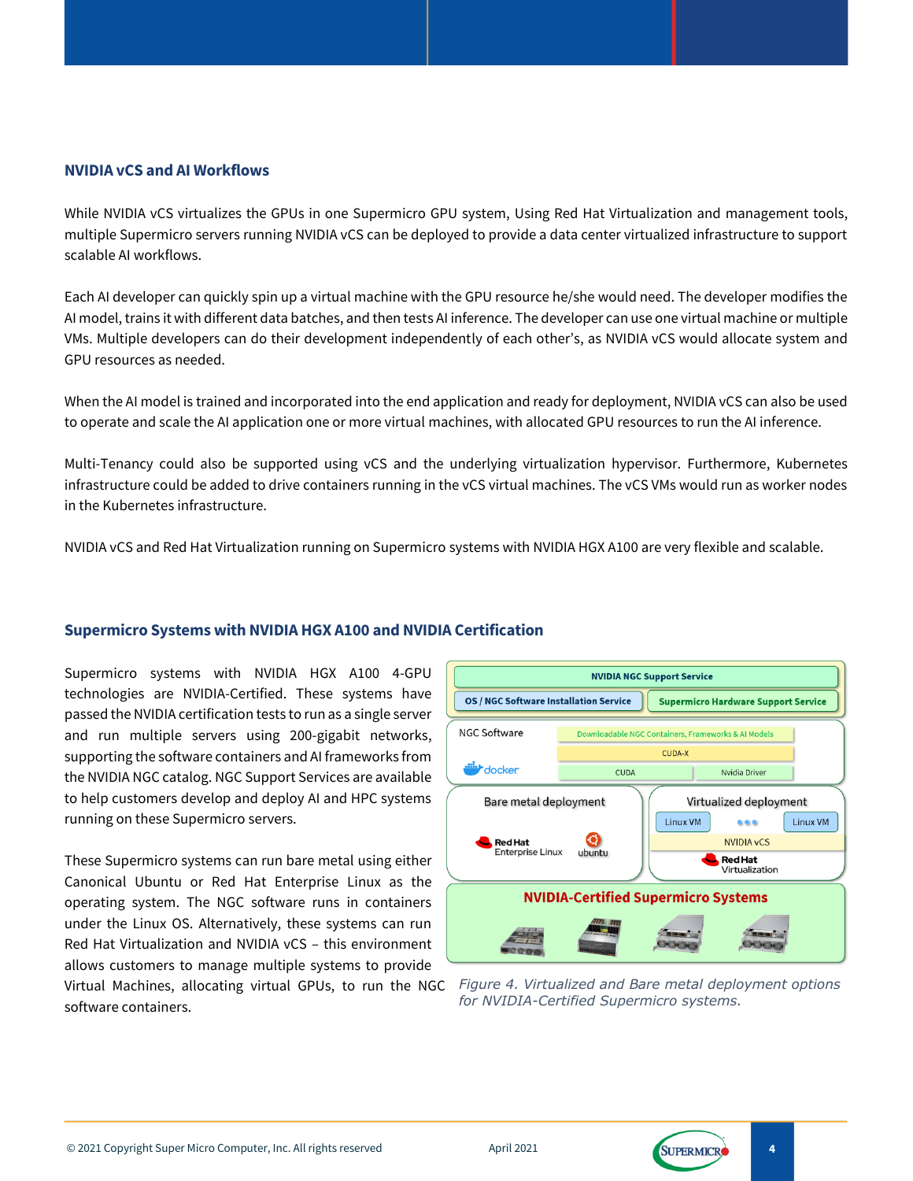## NVIDIA vCS and AI Workflows

While NVIDIA vCS virtualizes the GPUs in one Supermicro GPU system, Using Red Hat Virtualization and management tools, multiple Supermicro servers running NVIDIA vCS can be deployed to provide a data center virtualized infrastructure to support scalable AI workflows.

Each AI developer can quickly spin up a virtual machine with the GPU resource he/she would need. The developer modifies the AI model, trains it with different data batches, and then tests AI inference. The developer can use one virtual machine or multiple VMs. Multiple developers can do their development independently of each other's, as NVIDIA vCS would allocate system and GPU resources as needed.

When the AI model is trained and incorporated into the end application and ready for deployment, NVIDIA vCS can also be used to operate and scale the AI application one or more virtual machines, with allocated GPU resources to run the AI inference.

Multi-Tenancy could also be supported using vCS and the underlying virtualization hypervisor. Furthermore, Kubernetes infrastructure could be added to drive containers running in the vCS virtual machines. The vCS VMs would run as worker nodes in the Kubernetes infrastructure.

NVIDIA vCS and Red Hat Virtualization running on Supermicro systems with NVIDIA HGX A100 are very flexible and scalable.

## Supermicro Systems with NVIDIA HGX A100 and NVIDIA Certification

Supermicro systems with NVIDIA HGX A100 4-GPU technologies are NVIDIA-Certified. These systems have passed the NVIDIA certification tests to run as a single server and run multiple servers using 200-gigabit networks, supporting the software containers and AI frameworks from the NVIDIA NGC catalog. NGC Support Services are available to help customers develop and deploy AI and HPC systems running on these Supermicro servers.

These Supermicro systems can run bare metal using either Canonical Ubuntu or Red Hat Enterprise Linux as the operating system. The NGC software runs in containers under the Linux OS. Alternatively, these systems can run Red Hat Virtualization and NVIDIA vCS – this environment allows customers to manage multiple systems to provide Virtual Machines, allocating virtual GPUs, to run the NGC software containers.

NVIDIA NGC Support Service

OS / NGC Software Installation Service | Supermicro Hardware Support Service

NGC Software: Downloadable NGC Containers, Frameworks & AI Models; CUDA-X; CUDA; Nvidia Driver; docker

Bare metal deployment: Red Hat Enterprise Linux, ubuntu

Virtualized deployment: Linux VM ... Linux VM; NVIDIA vCS; Red Hat Virtualization

NVIDIA-Certified Supermicro Systems

*Figure 4. Virtualized and Bare metal deployment options for NVIDIA-Certified Supermicro systems.*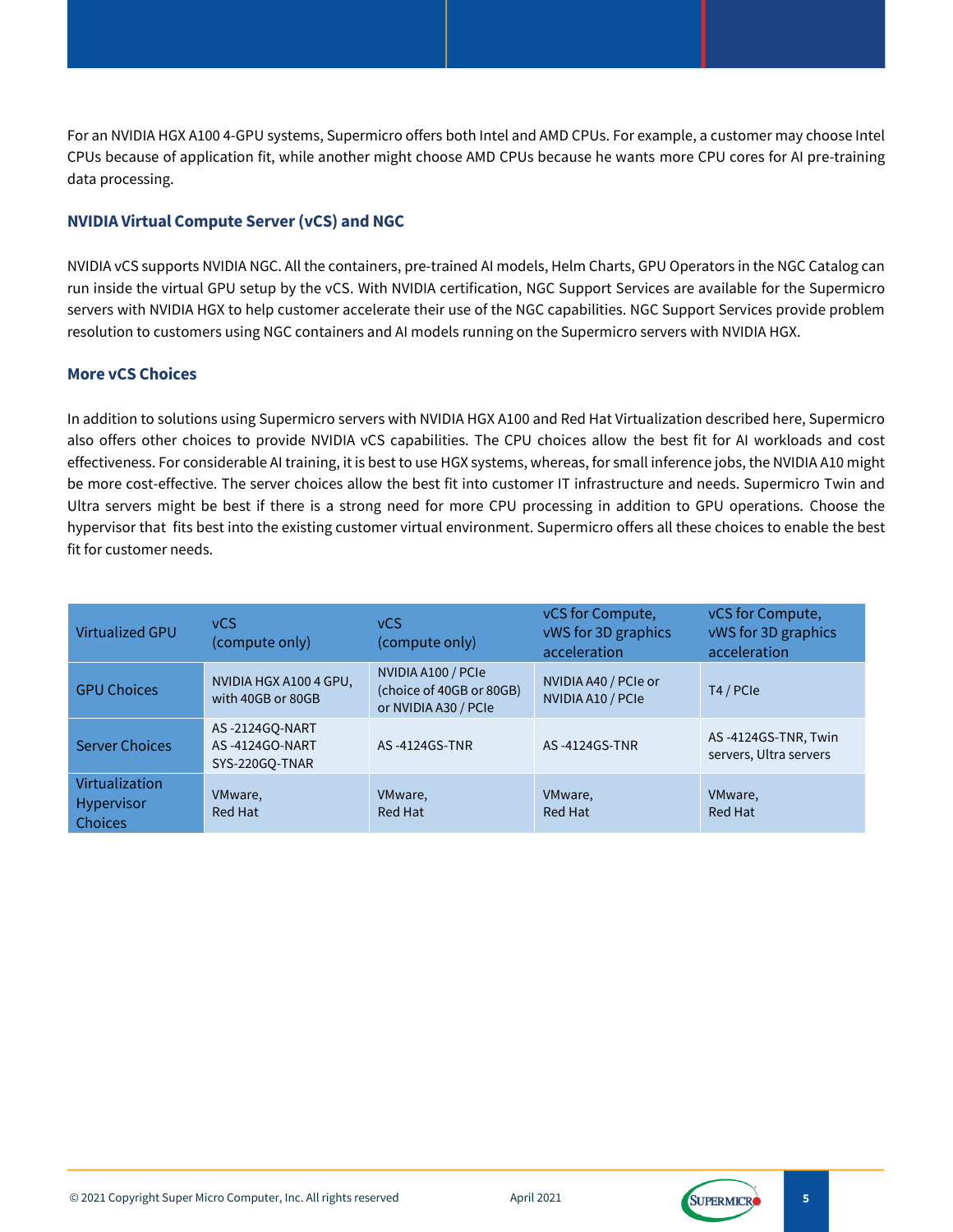For an NVIDIA HGX A100 4-GPU systems, Supermicro offers both Intel and AMD CPUs. For example, a customer may choose Intel CPUs because of application fit, while another might choose AMD CPUs because he wants more CPU cores for AI pre-training data processing.

### NVIDIA Virtual Compute Server (vCS) and NGC

NVIDIA vCS supports NVIDIA NGC. All the containers, pre-trained AI models, Helm Charts, GPU Operators in the NGC Catalog can run inside the virtual GPU setup by the vCS. With NVIDIA certification, NGC Support Services are available for the Supermicro servers with NVIDIA HGX to help customer accelerate their use of the NGC capabilities. NGC Support Services provide problem resolution to customers using NGC containers and AI models running on the Supermicro servers with NVIDIA HGX.

### More vCS Choices

In addition to solutions using Supermicro servers with NVIDIA HGX A100 and Red Hat Virtualization described here, Supermicro also offers other choices to provide NVIDIA vCS capabilities. The CPU choices allow the best fit for AI workloads and cost effectiveness. For considerable AI training, it is best to use HGX systems, whereas, for small inference jobs, the NVIDIA A10 might be more cost-effective. The server choices allow the best fit into customer IT infrastructure and needs. Supermicro Twin and Ultra servers might be best if there is a strong need for more CPU processing in addition to GPU operations. Choose the hypervisor that fits best into the existing customer virtual environment. Supermicro offers all these choices to enable the best fit for customer needs.

| Virtualized GPU | vCS (compute only) | vCS (compute only) | vCS for Compute, vWS for 3D graphics acceleration | vCS for Compute, vWS for 3D graphics acceleration |
|---|---|---|---|---|
| GPU Choices | NVIDIA HGX A100 4 GPU, with 40GB or 80GB | NVIDIA A100 / PCIe (choice of 40GB or 80GB) or NVIDIA A30 / PCIe | NVIDIA A40 / PCIe or NVIDIA A10 / PCIe | T4 / PCIe |
| Server Choices | AS -2124GQ-NART<br>AS -4124GO-NART<br>SYS-220GQ-TNAR | AS -4124GS-TNR | AS -4124GS-TNR | AS -4124GS-TNR, Twin servers, Ultra servers |
| Virtualization Hypervisor Choices | VMware, Red Hat | VMware, Red Hat | VMware, Red Hat | VMware, Red Hat |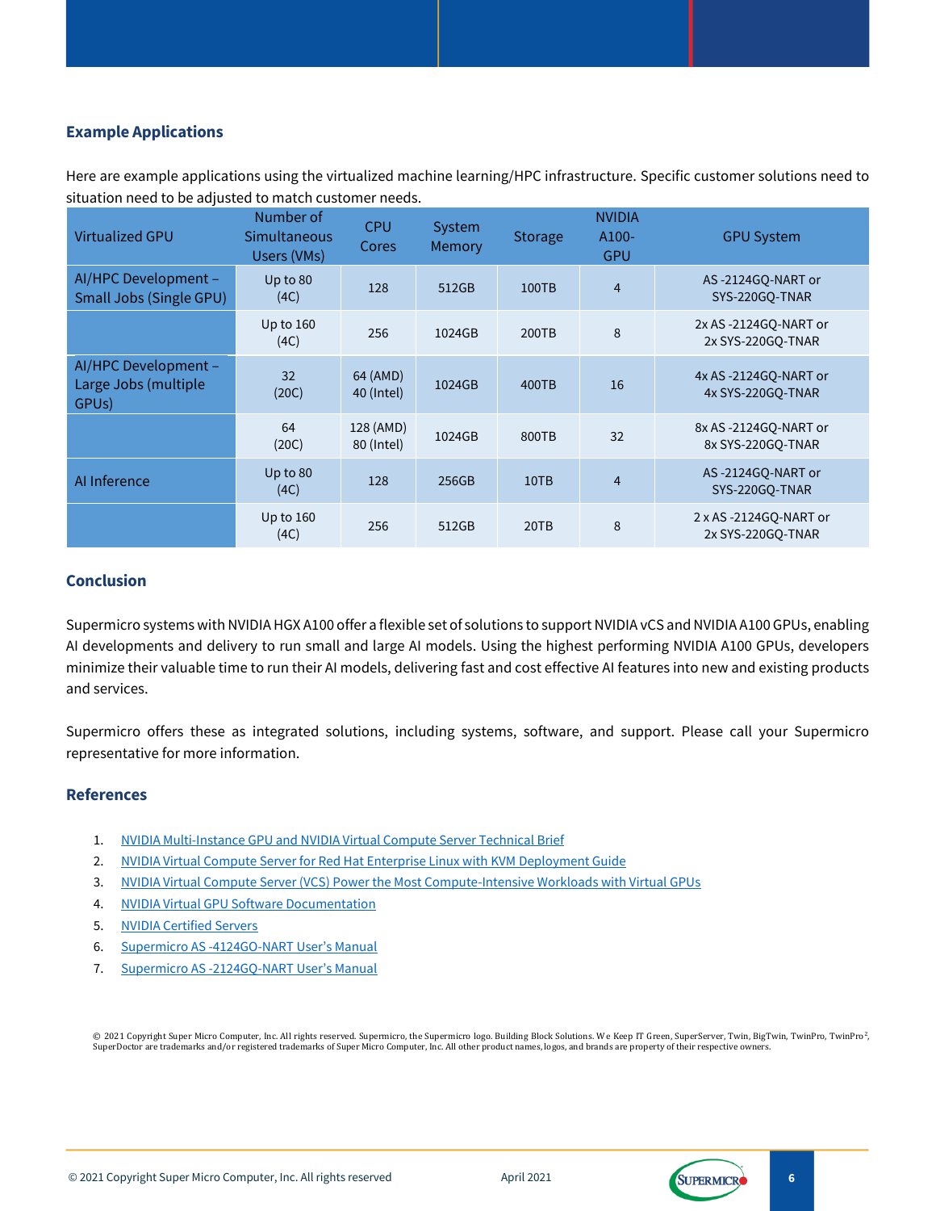## Example Applications

Here are example applications using the virtualized machine learning/HPC infrastructure. Specific customer solutions need to situation need to be adjusted to match customer needs.

| Virtualized GPU | Number of Simultaneous Users (VMs) | CPU Cores | System Memory | Storage | NVIDIA A100-GPU | GPU System |
|---|---|---|---|---|---|---|
| AI/HPC Development – Small Jobs (Single GPU) | Up to 80 (4C) | 128 | 512GB | 100TB | 4 | AS -2124GQ-NART or SYS-220GQ-TNAR |
| | Up to 160 (4C) | 256 | 1024GB | 200TB | 8 | 2x AS -2124GQ-NART or 2x SYS-220GQ-TNAR |
| AI/HPC Development – Large Jobs (multiple GPUs) | 32 (20C) | 64 (AMD) 40 (Intel) | 1024GB | 400TB | 16 | 4x AS -2124GQ-NART or 4x SYS-220GQ-TNAR |
| | 64 (20C) | 128 (AMD) 80 (Intel) | 1024GB | 800TB | 32 | 8x AS -2124GQ-NART or 8x SYS-220GQ-TNAR |
| AI Inference | Up to 80 (4C) | 128 | 256GB | 10TB | 4 | AS -2124GQ-NART or SYS-220GQ-TNAR |
| | Up to 160 (4C) | 256 | 512GB | 20TB | 8 | 2 x AS -2124GQ-NART or 2x SYS-220GQ-TNAR |

## Conclusion

Supermicro systems with NVIDIA HGX A100 offer a flexible set of solutions to support NVIDIA vCS and NVIDIA A100 GPUs, enabling AI developments and delivery to run small and large AI models. Using the highest performing NVIDIA A100 GPUs, developers minimize their valuable time to run their AI models, delivering fast and cost effective AI features into new and existing products and services.

Supermicro offers these as integrated solutions, including systems, software, and support. Please call your Supermicro representative for more information.

## References

1. NVIDIA Multi-Instance GPU and NVIDIA Virtual Compute Server Technical Brief
2. NVIDIA Virtual Compute Server for Red Hat Enterprise Linux with KVM Deployment Guide
3. NVIDIA Virtual Compute Server (VCS) Power the Most Compute-Intensive Workloads with Virtual GPUs
4. NVIDIA Virtual GPU Software Documentation
5. NVIDIA Certified Servers
6. Supermicro AS -4124GO-NART User's Manual
7. Supermicro AS -2124GQ-NART User's Manual

© 2021 Copyright Super Micro Computer, Inc. All rights reserved. Supermicro, the Supermicro logo. Building Block Solutions. We Keep IT Green, SuperServer, Twin, BigTwin, TwinPro, TwinPro[2], SuperDoctor are trademarks and/or registered trademarks of Super Micro Computer, Inc. All other product names, logos, and brands are property of their respective owners.